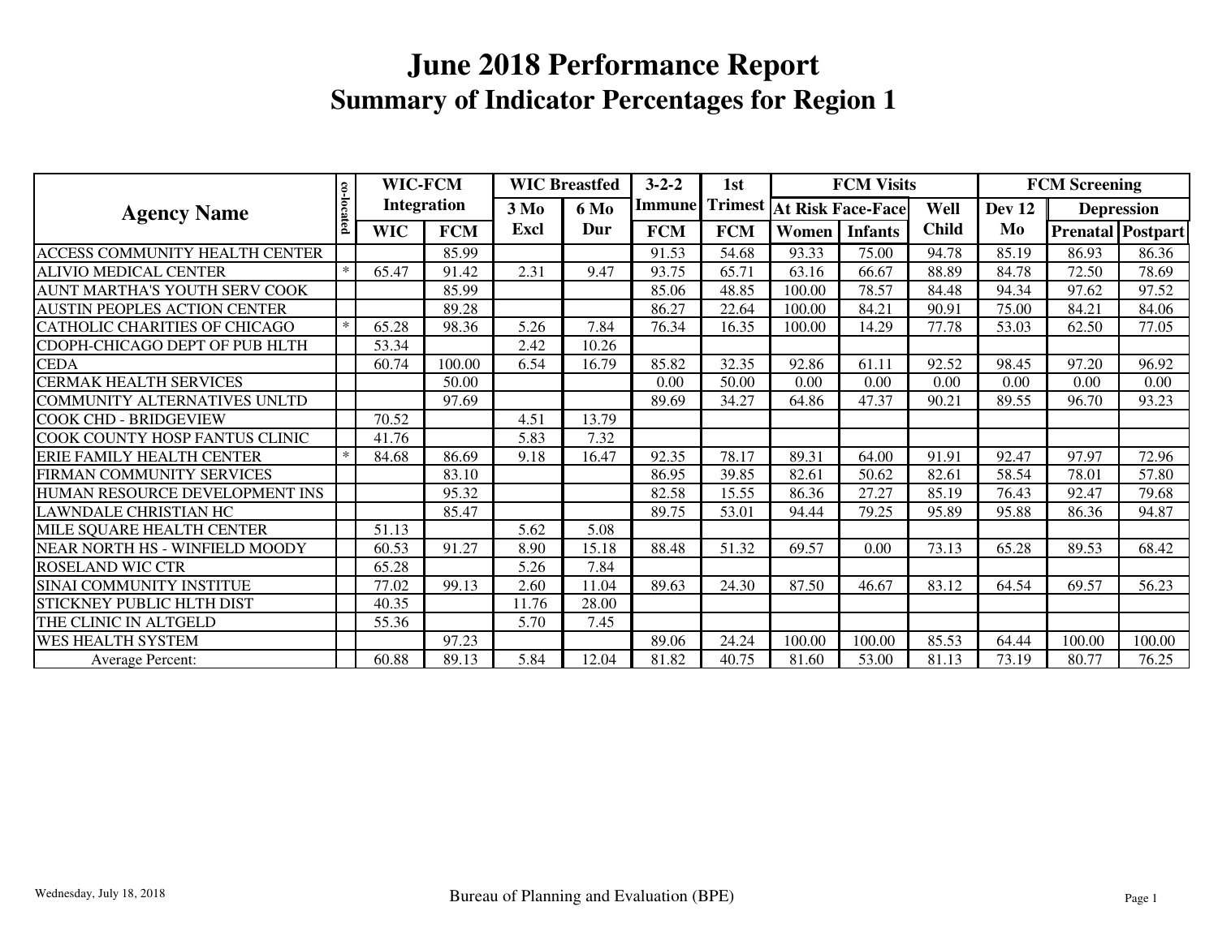# June 2018 Performance Report

## Summary of Indicator Percentages for Region 1

| Agency Name | co-located | WIC-FCM Integration | | WIC Breastfed | | 3-2-2 Immune | 1st Trimest | FCM Visits | | | FCM Screening | | |
|---|---|---|---|---|---|---|---|---|---|---|---|---|---|
| | | | | 3 Mo | 6 Mo | | | At Risk Face-Face | | Well | Dev 12 | Depression | |
| | | WIC | FCM | Excl | Dur | FCM | FCM | Women | Infants | Child | Mo | Prenatal | Postpart |
| ACCESS COMMUNITY HEALTH CENTER | | | 85.99 | | | 91.53 | 54.68 | 93.33 | 75.00 | 94.78 | 85.19 | 86.93 | 86.36 |
| ALIVIO MEDICAL CENTER | * | 65.47 | 91.42 | 2.31 | 9.47 | 93.75 | 65.71 | 63.16 | 66.67 | 88.89 | 84.78 | 72.50 | 78.69 |
| AUNT MARTHA'S YOUTH SERV COOK | | | 85.99 | | | 85.06 | 48.85 | 100.00 | 78.57 | 84.48 | 94.34 | 97.62 | 97.52 |
| AUSTIN PEOPLES ACTION CENTER | | | 89.28 | | | 86.27 | 22.64 | 100.00 | 84.21 | 90.91 | 75.00 | 84.21 | 84.06 |
| CATHOLIC CHARITIES OF CHICAGO | * | 65.28 | 98.36 | 5.26 | 7.84 | 76.34 | 16.35 | 100.00 | 14.29 | 77.78 | 53.03 | 62.50 | 77.05 |
| CDOPH-CHICAGO DEPT OF PUB HLTH | | 53.34 | | 2.42 | 10.26 | | | | | | | | |
| CEDA | | 60.74 | 100.00 | 6.54 | 16.79 | 85.82 | 32.35 | 92.86 | 61.11 | 92.52 | 98.45 | 97.20 | 96.92 |
| CERMAK HEALTH SERVICES | | | 50.00 | | | 0.00 | 50.00 | 0.00 | 0.00 | 0.00 | 0.00 | 0.00 | 0.00 |
| COMMUNITY ALTERNATIVES UNLTD | | | 97.69 | | | 89.69 | 34.27 | 64.86 | 47.37 | 90.21 | 89.55 | 96.70 | 93.23 |
| COOK CHD - BRIDGEVIEW | | 70.52 | | 4.51 | 13.79 | | | | | | | | |
| COOK COUNTY HOSP FANTUS CLINIC | | 41.76 | | 5.83 | 7.32 | | | | | | | | |
| ERIE FAMILY HEALTH CENTER | * | 84.68 | 86.69 | 9.18 | 16.47 | 92.35 | 78.17 | 89.31 | 64.00 | 91.91 | 92.47 | 97.97 | 72.96 |
| FIRMAN COMMUNITY SERVICES | | | 83.10 | | | 86.95 | 39.85 | 82.61 | 50.62 | 82.61 | 58.54 | 78.01 | 57.80 |
| HUMAN RESOURCE DEVELOPMENT INS | | | 95.32 | | | 82.58 | 15.55 | 86.36 | 27.27 | 85.19 | 76.43 | 92.47 | 79.68 |
| LAWNDALE CHRISTIAN HC | | | 85.47 | | | 89.75 | 53.01 | 94.44 | 79.25 | 95.89 | 95.88 | 86.36 | 94.87 |
| MILE SQUARE HEALTH CENTER | | 51.13 | | 5.62 | 5.08 | | | | | | | | |
| NEAR NORTH HS - WINFIELD MOODY | | 60.53 | 91.27 | 8.90 | 15.18 | 88.48 | 51.32 | 69.57 | 0.00 | 73.13 | 65.28 | 89.53 | 68.42 |
| ROSELAND WIC CTR | | 65.28 | | 5.26 | 7.84 | | | | | | | | |
| SINAI COMMUNITY INSTITUE | | 77.02 | 99.13 | 2.60 | 11.04 | 89.63 | 24.30 | 87.50 | 46.67 | 83.12 | 64.54 | 69.57 | 56.23 |
| STICKNEY PUBLIC HLTH DIST | | 40.35 | | 11.76 | 28.00 | | | | | | | | |
| THE CLINIC IN ALTGELD | | 55.36 | | 5.70 | 7.45 | | | | | | | | |
| WES HEALTH SYSTEM | | | 97.23 | | | 89.06 | 24.24 | 100.00 | 100.00 | 85.53 | 64.44 | 100.00 | 100.00 |
| Average Percent: | | 60.88 | 89.13 | 5.84 | 12.04 | 81.82 | 40.75 | 81.60 | 53.00 | 81.13 | 73.19 | 80.77 | 76.25 |

Wednesday, July 18, 2018

Bureau of Planning and Evaluation (BPE)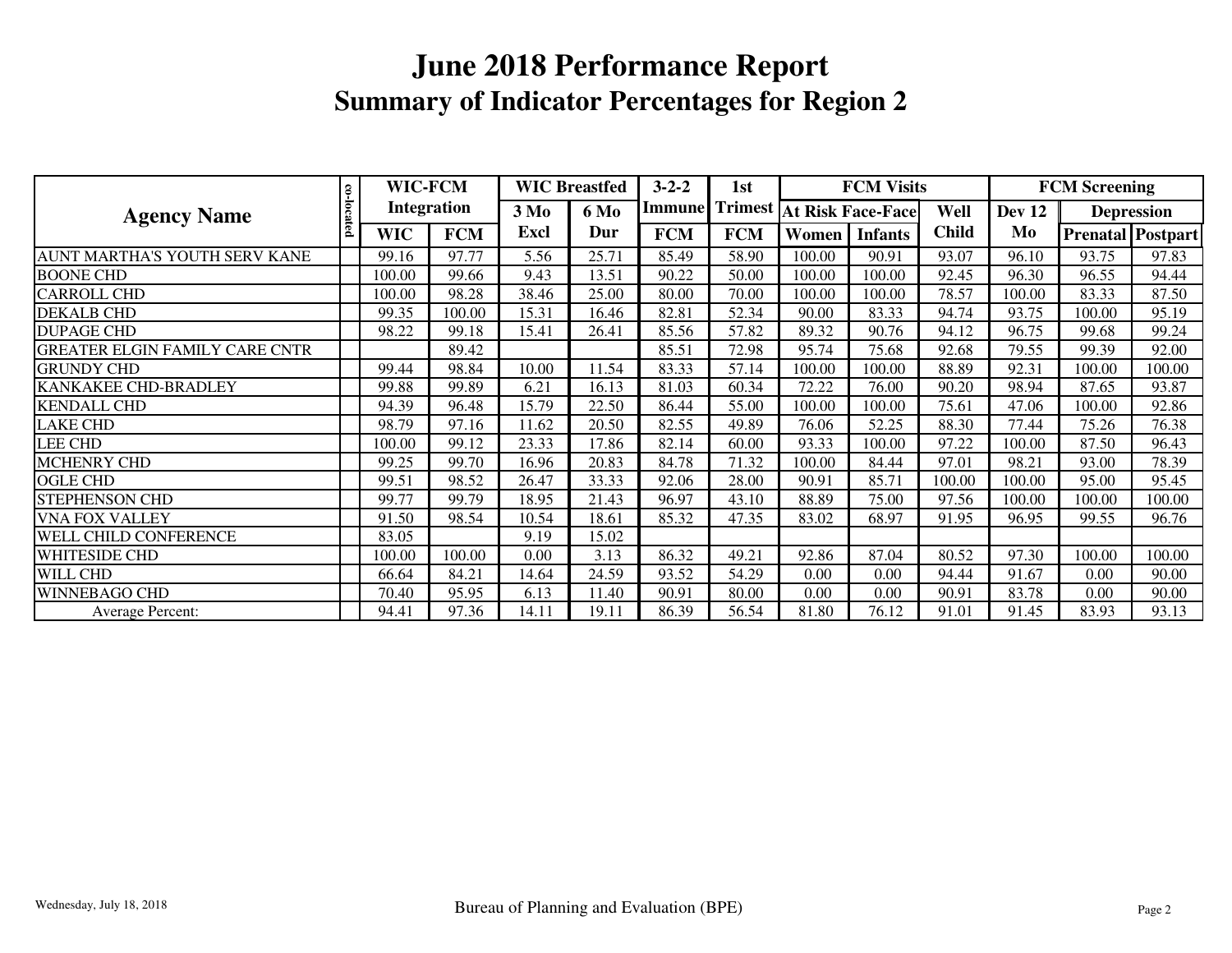# June 2018 Performance Report
## Summary of Indicator Percentages for Region 2

| Agency Name | co-located | WIC-FCM Integration | | WIC Breastfed | | 3-2-2 Immune | 1st Trimest | FCM Visits | | | FCM Screening | | |
|---|---|---|---|---|---|---|---|---|---|---|---|---|---|
| | | | | 3 Mo | 6 Mo | | | At Risk Face-Face | | Well | Dev 12 | Depression | |
| | | WIC | FCM | Excl | Dur | FCM | FCM | Women | Infants | Child | Mo | Prenatal | Postpart |
| AUNT MARTHA'S YOUTH SERV KANE | | 99.16 | 97.77 | 5.56 | 25.71 | 85.49 | 58.90 | 100.00 | 90.91 | 93.07 | 96.10 | 93.75 | 97.83 |
| BOONE CHD | | 100.00 | 99.66 | 9.43 | 13.51 | 90.22 | 50.00 | 100.00 | 100.00 | 92.45 | 96.30 | 96.55 | 94.44 |
| CARROLL CHD | | 100.00 | 98.28 | 38.46 | 25.00 | 80.00 | 70.00 | 100.00 | 100.00 | 78.57 | 100.00 | 83.33 | 87.50 |
| DEKALB CHD | | 99.35 | 100.00 | 15.31 | 16.46 | 82.81 | 52.34 | 90.00 | 83.33 | 94.74 | 93.75 | 100.00 | 95.19 |
| DUPAGE CHD | | 98.22 | 99.18 | 15.41 | 26.41 | 85.56 | 57.82 | 89.32 | 90.76 | 94.12 | 96.75 | 99.68 | 99.24 |
| GREATER ELGIN FAMILY CARE CNTR | | | 89.42 | | | 85.51 | 72.98 | 95.74 | 75.68 | 92.68 | 79.55 | 99.39 | 92.00 |
| GRUNDY CHD | | 99.44 | 98.84 | 10.00 | 11.54 | 83.33 | 57.14 | 100.00 | 100.00 | 88.89 | 92.31 | 100.00 | 100.00 |
| KANKAKEE CHD-BRADLEY | | 99.88 | 99.89 | 6.21 | 16.13 | 81.03 | 60.34 | 72.22 | 76.00 | 90.20 | 98.94 | 87.65 | 93.87 |
| KENDALL CHD | | 94.39 | 96.48 | 15.79 | 22.50 | 86.44 | 55.00 | 100.00 | 100.00 | 75.61 | 47.06 | 100.00 | 92.86 |
| LAKE CHD | | 98.79 | 97.16 | 11.62 | 20.50 | 82.55 | 49.89 | 76.06 | 52.25 | 88.30 | 77.44 | 75.26 | 76.38 |
| LEE CHD | | 100.00 | 99.12 | 23.33 | 17.86 | 82.14 | 60.00 | 93.33 | 100.00 | 97.22 | 100.00 | 87.50 | 96.43 |
| MCHENRY CHD | | 99.25 | 99.70 | 16.96 | 20.83 | 84.78 | 71.32 | 100.00 | 84.44 | 97.01 | 98.21 | 93.00 | 78.39 |
| OGLE CHD | | 99.51 | 98.52 | 26.47 | 33.33 | 92.06 | 28.00 | 90.91 | 85.71 | 100.00 | 100.00 | 95.00 | 95.45 |
| STEPHENSON CHD | | 99.77 | 99.79 | 18.95 | 21.43 | 96.97 | 43.10 | 88.89 | 75.00 | 97.56 | 100.00 | 100.00 | 100.00 |
| VNA FOX VALLEY | | 91.50 | 98.54 | 10.54 | 18.61 | 85.32 | 47.35 | 83.02 | 68.97 | 91.95 | 96.95 | 99.55 | 96.76 |
| WELL CHILD CONFERENCE | | 83.05 | | 9.19 | 15.02 | | | | | | | | |
| WHITESIDE CHD | | 100.00 | 100.00 | 0.00 | 3.13 | 86.32 | 49.21 | 92.86 | 87.04 | 80.52 | 97.30 | 100.00 | 100.00 |
| WILL CHD | | 66.64 | 84.21 | 14.64 | 24.59 | 93.52 | 54.29 | 0.00 | 0.00 | 94.44 | 91.67 | 0.00 | 90.00 |
| WINNEBAGO CHD | | 70.40 | 95.95 | 6.13 | 11.40 | 90.91 | 80.00 | 0.00 | 0.00 | 90.91 | 83.78 | 0.00 | 90.00 |
| Average Percent: | | 94.41 | 97.36 | 14.11 | 19.11 | 86.39 | 56.54 | 81.80 | 76.12 | 91.01 | 91.45 | 83.93 | 93.13 |

Wednesday, July 18, 2018 — Bureau of Planning and Evaluation (BPE)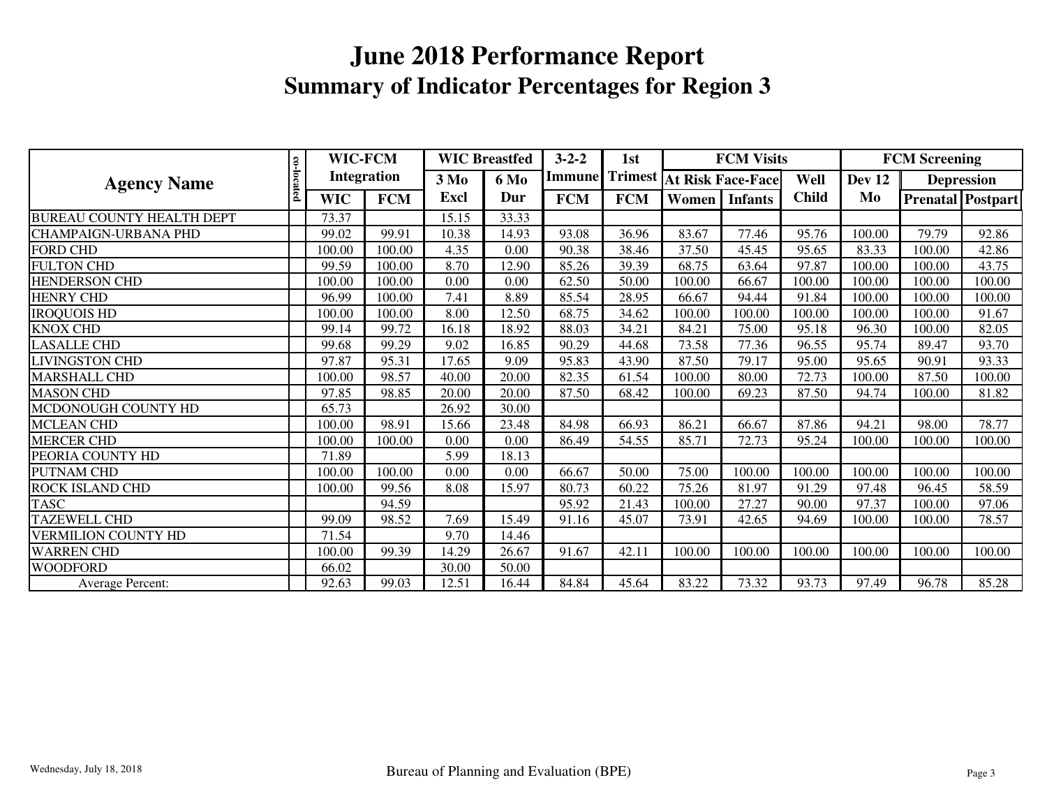# June 2018 Performance Report

## Summary of Indicator Percentages for Region 3

| Agency Name | co-located | WIC-FCM Integration | | WIC Breastfed | | 3-2-2 Immune | 1st Trimest | FCM Visits | | | FCM Screening | | |
|---|---|---|---|---|---|---|---|---|---|---|---|---|---|
| | | | | 3 Mo | 6 Mo | | | At Risk Face-Face | | Well | Dev 12 | Depression | |
| | | WIC | FCM | Excl | Dur | FCM | FCM | Women | Infants | Child | Mo | Prenatal | Postpart |
| BUREAU COUNTY HEALTH DEPT | | 73.37 | | 15.15 | 33.33 | | | | | | | | |
| CHAMPAIGN-URBANA PHD | | 99.02 | 99.91 | 10.38 | 14.93 | 93.08 | 36.96 | 83.67 | 77.46 | 95.76 | 100.00 | 79.79 | 92.86 |
| FORD CHD | | 100.00 | 100.00 | 4.35 | 0.00 | 90.38 | 38.46 | 37.50 | 45.45 | 95.65 | 83.33 | 100.00 | 42.86 |
| FULTON CHD | | 99.59 | 100.00 | 8.70 | 12.90 | 85.26 | 39.39 | 68.75 | 63.64 | 97.87 | 100.00 | 100.00 | 43.75 |
| HENDERSON CHD | | 100.00 | 100.00 | 0.00 | 0.00 | 62.50 | 50.00 | 100.00 | 66.67 | 100.00 | 100.00 | 100.00 | 100.00 |
| HENRY CHD | | 96.99 | 100.00 | 7.41 | 8.89 | 85.54 | 28.95 | 66.67 | 94.44 | 91.84 | 100.00 | 100.00 | 100.00 |
| IROQUOIS HD | | 100.00 | 100.00 | 8.00 | 12.50 | 68.75 | 34.62 | 100.00 | 100.00 | 100.00 | 100.00 | 100.00 | 91.67 |
| KNOX CHD | | 99.14 | 99.72 | 16.18 | 18.92 | 88.03 | 34.21 | 84.21 | 75.00 | 95.18 | 96.30 | 100.00 | 82.05 |
| LASALLE CHD | | 99.68 | 99.29 | 9.02 | 16.85 | 90.29 | 44.68 | 73.58 | 77.36 | 96.55 | 95.74 | 89.47 | 93.70 |
| LIVINGSTON CHD | | 97.87 | 95.31 | 17.65 | 9.09 | 95.83 | 43.90 | 87.50 | 79.17 | 95.00 | 95.65 | 90.91 | 93.33 |
| MARSHALL CHD | | 100.00 | 98.57 | 40.00 | 20.00 | 82.35 | 61.54 | 100.00 | 80.00 | 72.73 | 100.00 | 87.50 | 100.00 |
| MASON CHD | | 97.85 | 98.85 | 20.00 | 20.00 | 87.50 | 68.42 | 100.00 | 69.23 | 87.50 | 94.74 | 100.00 | 81.82 |
| MCDONOUGH COUNTY HD | | 65.73 | | 26.92 | 30.00 | | | | | | | | |
| MCLEAN CHD | | 100.00 | 98.91 | 15.66 | 23.48 | 84.98 | 66.93 | 86.21 | 66.67 | 87.86 | 94.21 | 98.00 | 78.77 |
| MERCER CHD | | 100.00 | 100.00 | 0.00 | 0.00 | 86.49 | 54.55 | 85.71 | 72.73 | 95.24 | 100.00 | 100.00 | 100.00 |
| PEORIA COUNTY HD | | 71.89 | | 5.99 | 18.13 | | | | | | | | |
| PUTNAM CHD | | 100.00 | 100.00 | 0.00 | 0.00 | 66.67 | 50.00 | 75.00 | 100.00 | 100.00 | 100.00 | 100.00 | 100.00 |
| ROCK ISLAND CHD | | 100.00 | 99.56 | 8.08 | 15.97 | 80.73 | 60.22 | 75.26 | 81.97 | 91.29 | 97.48 | 96.45 | 58.59 |
| TASC | | | 94.59 | | | 95.92 | 21.43 | 100.00 | 27.27 | 90.00 | 97.37 | 100.00 | 97.06 |
| TAZEWELL CHD | | 99.09 | 98.52 | 7.69 | 15.49 | 91.16 | 45.07 | 73.91 | 42.65 | 94.69 | 100.00 | 100.00 | 78.57 |
| VERMILION COUNTY HD | | 71.54 | | 9.70 | 14.46 | | | | | | | | |
| WARREN CHD | | 100.00 | 99.39 | 14.29 | 26.67 | 91.67 | 42.11 | 100.00 | 100.00 | 100.00 | 100.00 | 100.00 | 100.00 |
| WOODFORD | | 66.02 | | 30.00 | 50.00 | | | | | | | | |
| Average Percent: | | 92.63 | 99.03 | 12.51 | 16.44 | 84.84 | 45.64 | 83.22 | 73.32 | 93.73 | 97.49 | 96.78 | 85.28 |

Wednesday, July 18, 2018 — Bureau of Planning and Evaluation (BPE)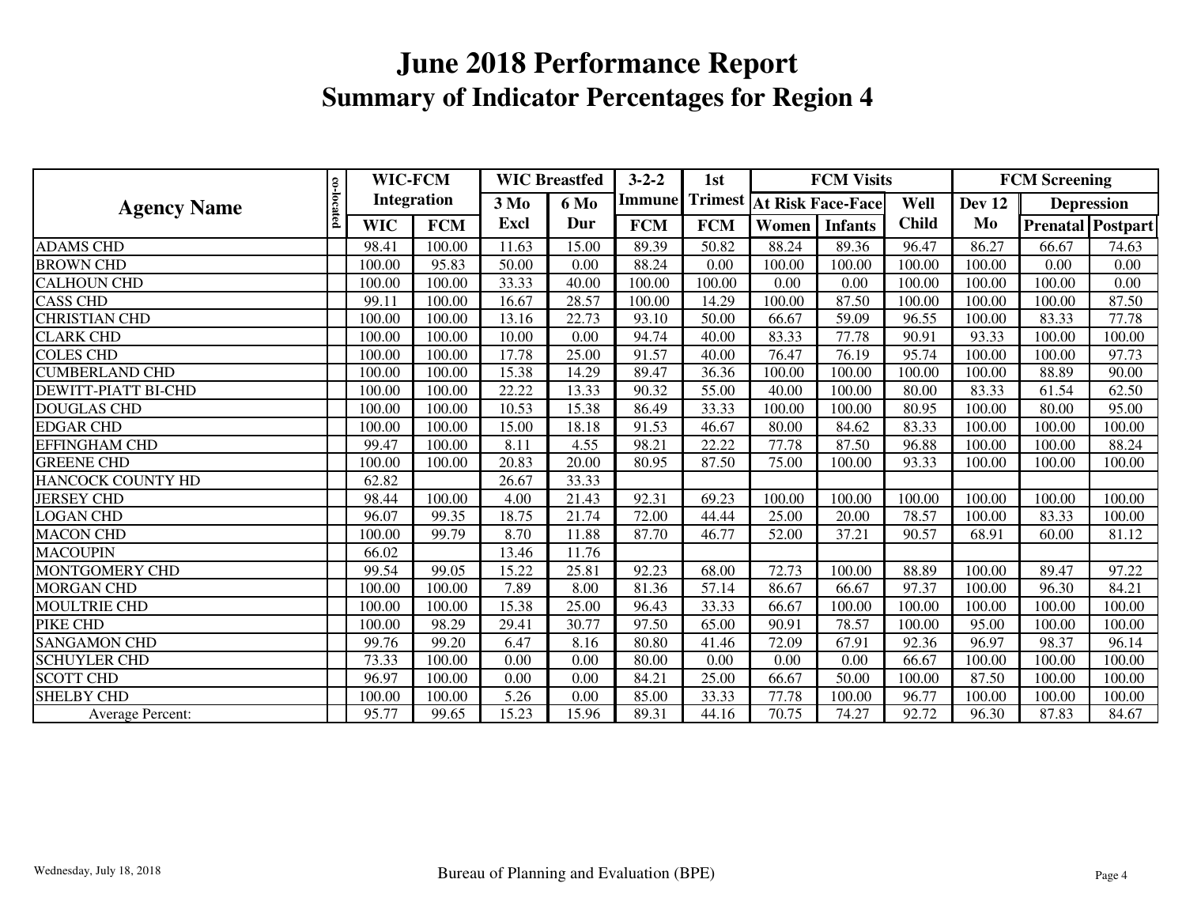# June 2018 Performance Report

## Summary of Indicator Percentages for Region 4

| Agency Name | co-located | WIC-FCM Integration | | WIC Breastfed | | 3-2-2 Immune | 1st Trimest | FCM Visits | | | FCM Screening | | |
|---|---|---|---|---|---|---|---|---|---|---|---|---|---|
| | | | | 3 Mo | 6 Mo | | | At Risk Face-Face | | Well | Dev 12 | Depression | |
| | | WIC | FCM | Excl | Dur | FCM | FCM | Women | Infants | Child | Mo | Prenatal | Postpart |
| ADAMS CHD | | 98.41 | 100.00 | 11.63 | 15.00 | 89.39 | 50.82 | 88.24 | 89.36 | 96.47 | 86.27 | 66.67 | 74.63 |
| BROWN CHD | | 100.00 | 95.83 | 50.00 | 0.00 | 88.24 | 0.00 | 100.00 | 100.00 | 100.00 | 100.00 | 0.00 | 0.00 |
| CALHOUN CHD | | 100.00 | 100.00 | 33.33 | 40.00 | 100.00 | 100.00 | 0.00 | 0.00 | 100.00 | 100.00 | 100.00 | 0.00 |
| CASS CHD | | 99.11 | 100.00 | 16.67 | 28.57 | 100.00 | 14.29 | 100.00 | 87.50 | 100.00 | 100.00 | 100.00 | 87.50 |
| CHRISTIAN CHD | | 100.00 | 100.00 | 13.16 | 22.73 | 93.10 | 50.00 | 66.67 | 59.09 | 96.55 | 100.00 | 83.33 | 77.78 |
| CLARK CHD | | 100.00 | 100.00 | 10.00 | 0.00 | 94.74 | 40.00 | 83.33 | 77.78 | 90.91 | 93.33 | 100.00 | 100.00 |
| COLES CHD | | 100.00 | 100.00 | 17.78 | 25.00 | 91.57 | 40.00 | 76.47 | 76.19 | 95.74 | 100.00 | 100.00 | 97.73 |
| CUMBERLAND CHD | | 100.00 | 100.00 | 15.38 | 14.29 | 89.47 | 36.36 | 100.00 | 100.00 | 100.00 | 100.00 | 88.89 | 90.00 |
| DEWITT-PIATT BI-CHD | | 100.00 | 100.00 | 22.22 | 13.33 | 90.32 | 55.00 | 40.00 | 100.00 | 80.00 | 83.33 | 61.54 | 62.50 |
| DOUGLAS CHD | | 100.00 | 100.00 | 10.53 | 15.38 | 86.49 | 33.33 | 100.00 | 100.00 | 80.95 | 100.00 | 80.00 | 95.00 |
| EDGAR CHD | | 100.00 | 100.00 | 15.00 | 18.18 | 91.53 | 46.67 | 80.00 | 84.62 | 83.33 | 100.00 | 100.00 | 100.00 |
| EFFINGHAM CHD | | 99.47 | 100.00 | 8.11 | 4.55 | 98.21 | 22.22 | 77.78 | 87.50 | 96.88 | 100.00 | 100.00 | 88.24 |
| GREENE CHD | | 100.00 | 100.00 | 20.83 | 20.00 | 80.95 | 87.50 | 75.00 | 100.00 | 93.33 | 100.00 | 100.00 | 100.00 |
| HANCOCK COUNTY HD | | 62.82 | | 26.67 | 33.33 | | | | | | | | |
| JERSEY CHD | | 98.44 | 100.00 | 4.00 | 21.43 | 92.31 | 69.23 | 100.00 | 100.00 | 100.00 | 100.00 | 100.00 | 100.00 |
| LOGAN CHD | | 96.07 | 99.35 | 18.75 | 21.74 | 72.00 | 44.44 | 25.00 | 20.00 | 78.57 | 100.00 | 83.33 | 100.00 |
| MACON CHD | | 100.00 | 99.79 | 8.70 | 11.88 | 87.70 | 46.77 | 52.00 | 37.21 | 90.57 | 68.91 | 60.00 | 81.12 |
| MACOUPIN | | 66.02 | | 13.46 | 11.76 | | | | | | | | |
| MONTGOMERY CHD | | 99.54 | 99.05 | 15.22 | 25.81 | 92.23 | 68.00 | 72.73 | 100.00 | 88.89 | 100.00 | 89.47 | 97.22 |
| MORGAN CHD | | 100.00 | 100.00 | 7.89 | 8.00 | 81.36 | 57.14 | 86.67 | 66.67 | 97.37 | 100.00 | 96.30 | 84.21 |
| MOULTRIE CHD | | 100.00 | 100.00 | 15.38 | 25.00 | 96.43 | 33.33 | 66.67 | 100.00 | 100.00 | 100.00 | 100.00 | 100.00 |
| PIKE CHD | | 100.00 | 98.29 | 29.41 | 30.77 | 97.50 | 65.00 | 90.91 | 78.57 | 100.00 | 95.00 | 100.00 | 100.00 |
| SANGAMON CHD | | 99.76 | 99.20 | 6.47 | 8.16 | 80.80 | 41.46 | 72.09 | 67.91 | 92.36 | 96.97 | 98.37 | 96.14 |
| SCHUYLER CHD | | 73.33 | 100.00 | 0.00 | 0.00 | 80.00 | 0.00 | 0.00 | 0.00 | 66.67 | 100.00 | 100.00 | 100.00 |
| SCOTT CHD | | 96.97 | 100.00 | 0.00 | 0.00 | 84.21 | 25.00 | 66.67 | 50.00 | 100.00 | 87.50 | 100.00 | 100.00 |
| SHELBY CHD | | 100.00 | 100.00 | 5.26 | 0.00 | 85.00 | 33.33 | 77.78 | 100.00 | 96.77 | 100.00 | 100.00 | 100.00 |
| Average Percent: | | 95.77 | 99.65 | 15.23 | 15.96 | 89.31 | 44.16 | 70.75 | 74.27 | 92.72 | 96.30 | 87.83 | 84.67 |

Wednesday, July 18, 2018 — Bureau of Planning and Evaluation (BPE)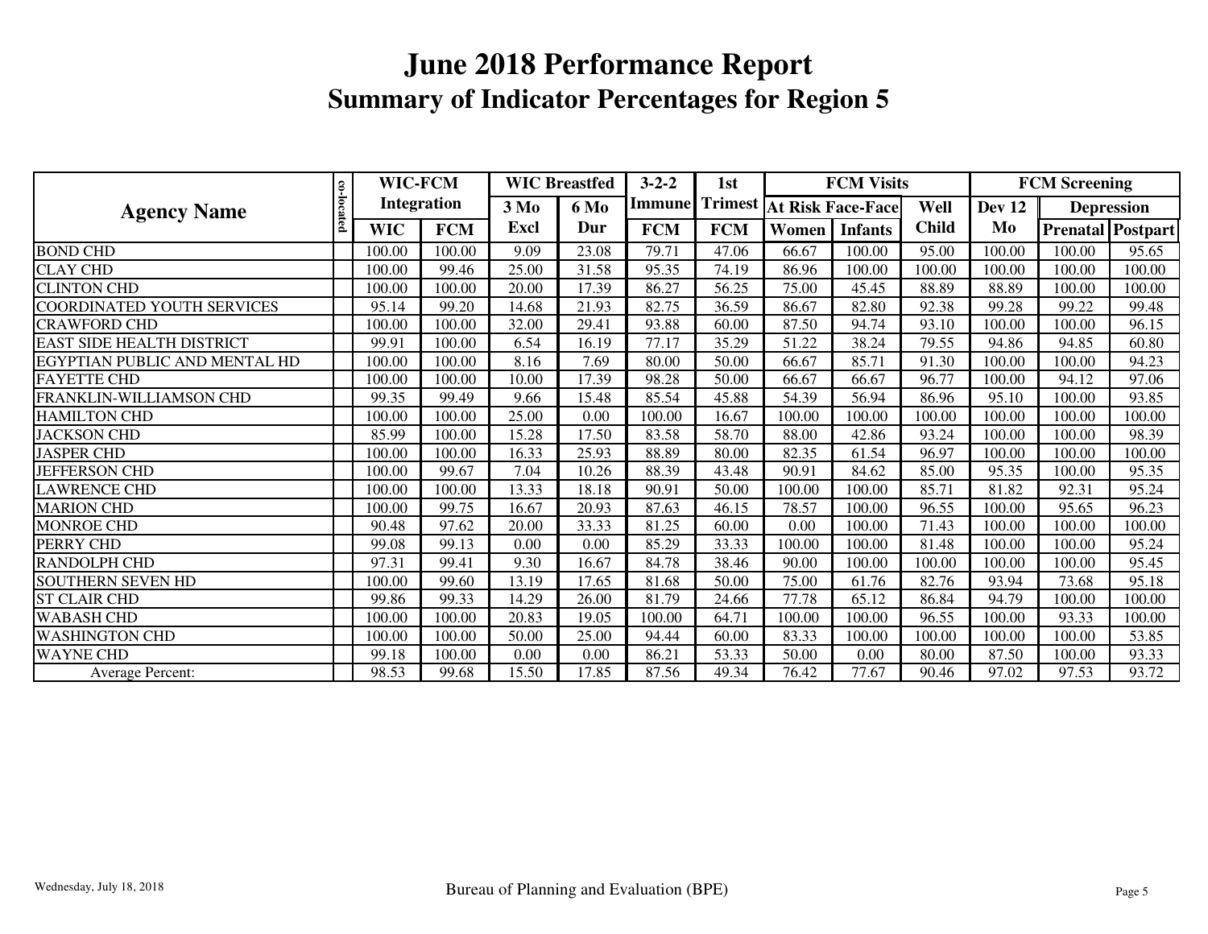# June 2018 Performance Report

## Summary of Indicator Percentages for Region 5

| Agency Name | co-located | WIC-FCM Integration | | WIC Breastfed | | 3-2-2 Immune | 1st Trimest | FCM Visits | | | FCM Screening | | |
|---|---|---|---|---|---|---|---|---|---|---|---|---|---|
| | | | | 3 Mo | 6 Mo | | | At Risk Face-Face | | Well | Dev 12 | Depression | |
| | | WIC | FCM | Excl | Dur | FCM | FCM | Women | Infants | Child | Mo | Prenatal | Postpart |
| BOND CHD | | 100.00 | 100.00 | 9.09 | 23.08 | 79.71 | 47.06 | 66.67 | 100.00 | 95.00 | 100.00 | 100.00 | 95.65 |
| CLAY CHD | | 100.00 | 99.46 | 25.00 | 31.58 | 95.35 | 74.19 | 86.96 | 100.00 | 100.00 | 100.00 | 100.00 | 100.00 |
| CLINTON CHD | | 100.00 | 100.00 | 20.00 | 17.39 | 86.27 | 56.25 | 75.00 | 45.45 | 88.89 | 88.89 | 100.00 | 100.00 |
| COORDINATED YOUTH SERVICES | | 95.14 | 99.20 | 14.68 | 21.93 | 82.75 | 36.59 | 86.67 | 82.80 | 92.38 | 99.28 | 99.22 | 99.48 |
| CRAWFORD CHD | | 100.00 | 100.00 | 32.00 | 29.41 | 93.88 | 60.00 | 87.50 | 94.74 | 93.10 | 100.00 | 100.00 | 96.15 |
| EAST SIDE HEALTH DISTRICT | | 99.91 | 100.00 | 6.54 | 16.19 | 77.17 | 35.29 | 51.22 | 38.24 | 79.55 | 94.86 | 94.85 | 60.80 |
| EGYPTIAN PUBLIC AND MENTAL HD | | 100.00 | 100.00 | 8.16 | 7.69 | 80.00 | 50.00 | 66.67 | 85.71 | 91.30 | 100.00 | 100.00 | 94.23 |
| FAYETTE CHD | | 100.00 | 100.00 | 10.00 | 17.39 | 98.28 | 50.00 | 66.67 | 66.67 | 96.77 | 100.00 | 94.12 | 97.06 |
| FRANKLIN-WILLIAMSON CHD | | 99.35 | 99.49 | 9.66 | 15.48 | 85.54 | 45.88 | 54.39 | 56.94 | 86.96 | 95.10 | 100.00 | 93.85 |
| HAMILTON CHD | | 100.00 | 100.00 | 25.00 | 0.00 | 100.00 | 16.67 | 100.00 | 100.00 | 100.00 | 100.00 | 100.00 | 100.00 |
| JACKSON CHD | | 85.99 | 100.00 | 15.28 | 17.50 | 83.58 | 58.70 | 88.00 | 42.86 | 93.24 | 100.00 | 100.00 | 98.39 |
| JASPER CHD | | 100.00 | 100.00 | 16.33 | 25.93 | 88.89 | 80.00 | 82.35 | 61.54 | 96.97 | 100.00 | 100.00 | 100.00 |
| JEFFERSON CHD | | 100.00 | 99.67 | 7.04 | 10.26 | 88.39 | 43.48 | 90.91 | 84.62 | 85.00 | 95.35 | 100.00 | 95.35 |
| LAWRENCE CHD | | 100.00 | 100.00 | 13.33 | 18.18 | 90.91 | 50.00 | 100.00 | 100.00 | 85.71 | 81.82 | 92.31 | 95.24 |
| MARION CHD | | 100.00 | 99.75 | 16.67 | 20.93 | 87.63 | 46.15 | 78.57 | 100.00 | 96.55 | 100.00 | 95.65 | 96.23 |
| MONROE CHD | | 90.48 | 97.62 | 20.00 | 33.33 | 81.25 | 60.00 | 0.00 | 100.00 | 71.43 | 100.00 | 100.00 | 100.00 |
| PERRY CHD | | 99.08 | 99.13 | 0.00 | 0.00 | 85.29 | 33.33 | 100.00 | 100.00 | 81.48 | 100.00 | 100.00 | 95.24 |
| RANDOLPH CHD | | 97.31 | 99.41 | 9.30 | 16.67 | 84.78 | 38.46 | 90.00 | 100.00 | 100.00 | 100.00 | 100.00 | 95.45 |
| SOUTHERN SEVEN HD | | 100.00 | 99.60 | 13.19 | 17.65 | 81.68 | 50.00 | 75.00 | 61.76 | 82.76 | 93.94 | 73.68 | 95.18 |
| ST CLAIR CHD | | 99.86 | 99.33 | 14.29 | 26.00 | 81.79 | 24.66 | 77.78 | 65.12 | 86.84 | 94.79 | 100.00 | 100.00 |
| WABASH CHD | | 100.00 | 100.00 | 20.83 | 19.05 | 100.00 | 64.71 | 100.00 | 100.00 | 96.55 | 100.00 | 93.33 | 100.00 |
| WASHINGTON CHD | | 100.00 | 100.00 | 50.00 | 25.00 | 94.44 | 60.00 | 83.33 | 100.00 | 100.00 | 100.00 | 100.00 | 53.85 |
| WAYNE CHD | | 99.18 | 100.00 | 0.00 | 0.00 | 86.21 | 53.33 | 50.00 | 0.00 | 80.00 | 87.50 | 100.00 | 93.33 |
| Average Percent: | | 98.53 | 99.68 | 15.50 | 17.85 | 87.56 | 49.34 | 76.42 | 77.67 | 90.46 | 97.02 | 97.53 | 93.72 |

Wednesday, July 18, 2018

Bureau of Planning and Evaluation (BPE)